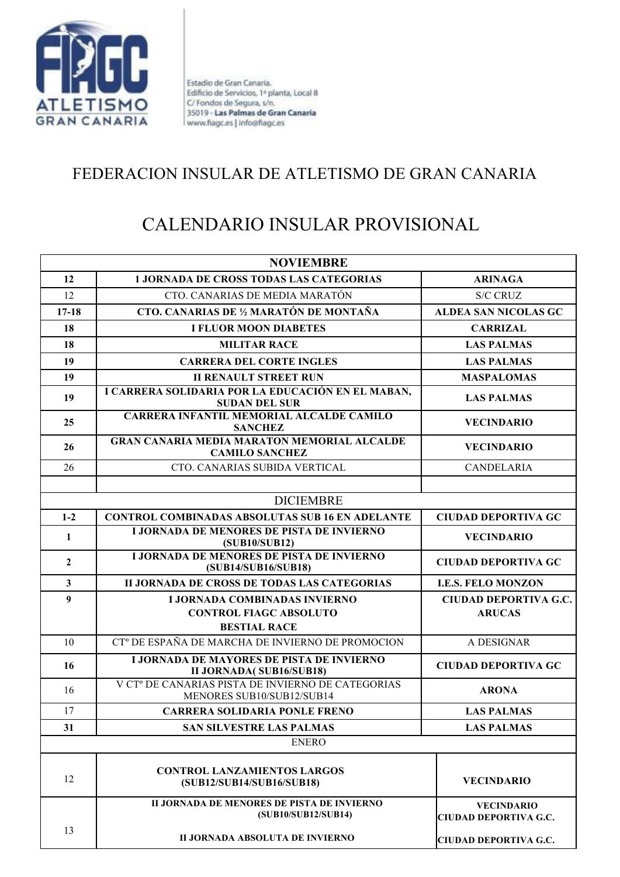Estadio de Gran Canaria.
Edificio de Servicios, 1ª planta, Local 8
C/ Fondos de Segura, s/n.
35019 - **Las Palmas de Gran Canaria**
www.fiagc.es | info@fiagc.es

# FEDERACION INSULAR DE ATLETISMO DE GRAN CANARIA

# CALENDARIO INSULAR PROVISIONAL

| NOVIEMBRE | | |
|---|---|---|
| **12** | **1 JORNADA DE CROSS TODAS LAS CATEGORIAS** | **ARINAGA** |
| 12 | CTO. CANARIAS DE MEDIA MARATÓN | S/C CRUZ |
| **17-18** | **CTO. CANARIAS DE ½ MARATÓN DE MONTAÑA** | **ALDEA SAN NICOLAS GC** |
| **18** | **I FLUOR MOON DIABETES** | **CARRIZAL** |
| **18** | **MILITAR RACE** | **LAS PALMAS** |
| **19** | **CARRERA DEL CORTE INGLES** | **LAS PALMAS** |
| **19** | **II RENAULT STREET RUN** | **MASPALOMAS** |
| **19** | **I CARRERA SOLIDARIA POR LA EDUCACIÓN EN EL MABAN, SUDAN DEL SUR** | **LAS PALMAS** |
| **25** | **CARRERA INFANTIL MEMORIAL ALCALDE CAMILO SANCHEZ** | **VECINDARIO** |
| **26** | **GRAN CANARIA MEDIA MARATON MEMORIAL ALCALDE CAMILO SANCHEZ** | **VECINDARIO** |
| 26 | CTO. CANARIAS SUBIDA VERTICAL | CANDELARIA |
| | | |
| DICIEMBRE | | |
| **1-2** | **CONTROL COMBINADAS ABSOLUTAS SUB 16 EN ADELANTE** | **CIUDAD DEPORTIVA GC** |
| **1** | **I JORNADA DE MENORES DE PISTA DE INVIERNO (SUB10/SUB12)** | **VECINDARIO** |
| **2** | **I JORNADA DE MENORES DE PISTA DE INVIERNO (SUB14/SUB16/SUB18)** | **CIUDAD DEPORTIVA GC** |
| **3** | **II JORNADA DE CROSS DE TODAS LAS CATEGORIAS** | **I.E.S. FELO MONZON** |
| **9** | **I JORNADA COMBINADAS INVIERNO**<br>**CONTROL FIAGC ABSOLUTO**<br>**BESTIAL RACE** | **CIUDAD DEPORTIVA G.C.**<br>**ARUCAS** |
| 10 | CTº DE ESPAÑA DE MARCHA DE INVIERNO DE PROMOCION | A DESIGNAR |
| **16** | **I JORNADA DE MAYORES DE PISTA DE INVIERNO II JORNADA( SUB16/SUB18)** | **CIUDAD DEPORTIVA GC** |
| 16 | V CTº DE CANARIAS PISTA DE INVIERNO DE CATEGORIAS MENORES SUB10/SUB12/SUB14 | **ARONA** |
| 17 | **CARRERA SOLIDARIA PONLE FRENO** | **LAS PALMAS** |
| **31** | **SAN SILVESTRE LAS PALMAS** | **LAS PALMAS** |
| ENERO | | |
| 12 | **CONTROL LANZAMIENTOS LARGOS (SUB12/SUB14/SUB16/SUB18)** | **VECINDARIO** |
| 13 | **II JORNADA DE MENORES DE PISTA DE INVIERNO (SUB10/SUB12/SUB14)**<br><br>**II JORNADA ABSOLUTA DE INVIERNO** | **VECINDARIO**<br>**CIUDAD DEPORTIVA G.C.**<br><br>**CIUDAD DEPORTIVA G.C.** |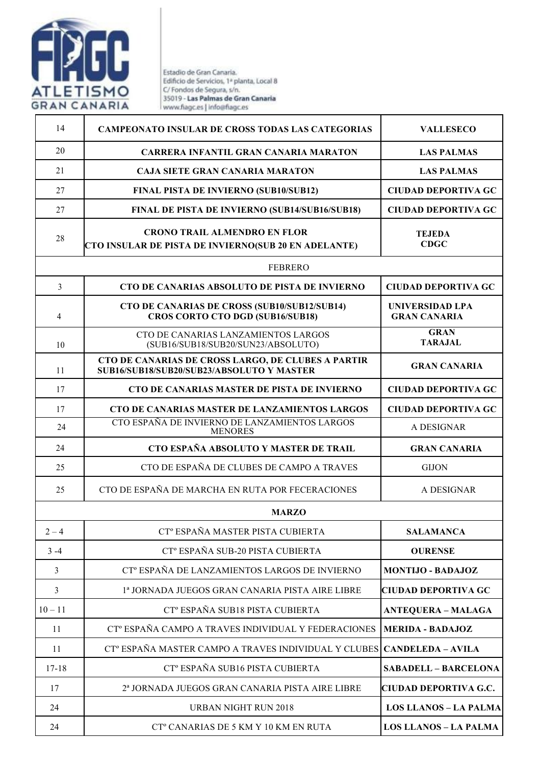| 14 | **CAMPEONATO INSULAR DE CROSS TODAS LAS CATEGORIAS** | **VALLESECO** |
|---|---|---|
| 20 | **CARRERA INFANTIL GRAN CANARIA MARATON** | **LAS PALMAS** |
| 21 | **CAJA SIETE GRAN CANARIA MARATON** | **LAS PALMAS** |
| 27 | **FINAL PISTA DE INVIERNO (SUB10/SUB12)** | **CIUDAD DEPORTIVA GC** |
| 27 | **FINAL DE PISTA DE INVIERNO (SUB14/SUB16/SUB18)** | **CIUDAD DEPORTIVA GC** |
| 28 | **CRONO TRAIL ALMENDRO EN FLOR**<br>**CTO INSULAR DE PISTA DE INVIERNO(SUB 20 EN ADELANTE)** | **TEJEDA**<br>**CDGC** |
| | FEBRERO | |
| 3 | **CTO DE CANARIAS ABSOLUTO DE PISTA DE INVIERNO** | **CIUDAD DEPORTIVA GC** |
| 4 | **CTO DE CANARIAS DE CROSS (SUB10/SUB12/SUB14)**<br>**CROS CORTO CTO DGD (SUB16/SUB18)** | **UNIVERSIDAD LPA GRAN CANARIA** |
| 10 | CTO DE CANARIAS LANZAMIENTOS LARGOS (SUB16/SUB18/SUB20/SUN23/ABSOLUTO) | **GRAN TARAJAL** |
| 11 | **CTO DE CANARIAS DE CROSS LARGO, DE CLUBES A PARTIR SUB16/SUB18/SUB20/SUB23/ABSOLUTO Y MASTER** | **GRAN CANARIA** |
| 17 | **CTO DE CANARIAS MASTER DE PISTA DE INVIERNO** | **CIUDAD DEPORTIVA GC** |
| 17 | **CTO DE CANARIAS MASTER DE LANZAMIENTOS LARGOS** | **CIUDAD DEPORTIVA GC** |
| 24 | CTO ESPAÑA DE INVIERNO DE LANZAMIENTOS LARGOS MENORES | A DESIGNAR |
| 24 | **CTO ESPAÑA ABSOLUTO Y MASTER DE TRAIL** | **GRAN CANARIA** |
| 25 | CTO DE ESPAÑA DE CLUBES DE CAMPO A TRAVES | GIJON |
| 25 | CTO DE ESPAÑA DE MARCHA EN RUTA POR FECERACIONES | A DESIGNAR |
| | **MARZO** | |
| 2 – 4 | CTº ESPAÑA MASTER PISTA CUBIERTA | **SALAMANCA** |
| 3 -4 | CTº ESPAÑA SUB-20 PISTA CUBIERTA | **OURENSE** |
| 3 | CTº ESPAÑA DE LANZAMIENTOS LARGOS DE INVIERNO | **MONTIJO - BADAJOZ** |
| 3 | 1ª JORNADA JUEGOS GRAN CANARIA PISTA AIRE LIBRE | **CIUDAD DEPORTIVA GC** |
| 10 – 11 | CTº ESPAÑA SUB18 PISTA CUBIERTA | **ANTEQUERA – MALAGA** |
| 11 | CTº ESPAÑA CAMPO A TRAVES INDIVIDUAL Y FEDERACIONES | **MERIDA - BADAJOZ** |
| 11 | CTº ESPAÑA MASTER CAMPO A TRAVES INDIVIDUAL Y CLUBES | **CANDELEDA – AVILA** |
| 17-18 | CTº ESPAÑA SUB16 PISTA CUBIERTA | **SABADELL – BARCELONA** |
| 17 | 2ª JORNADA JUEGOS GRAN CANARIA PISTA AIRE LIBRE | **CIUDAD DEPORTIVA G.C.** |
| 24 | URBAN NIGHT RUN 2018 | **LOS LLANOS – LA PALMA** |
| 24 | CTº CANARIAS DE 5 KM Y 10 KM EN RUTA | **LOS LLANOS – LA PALMA** |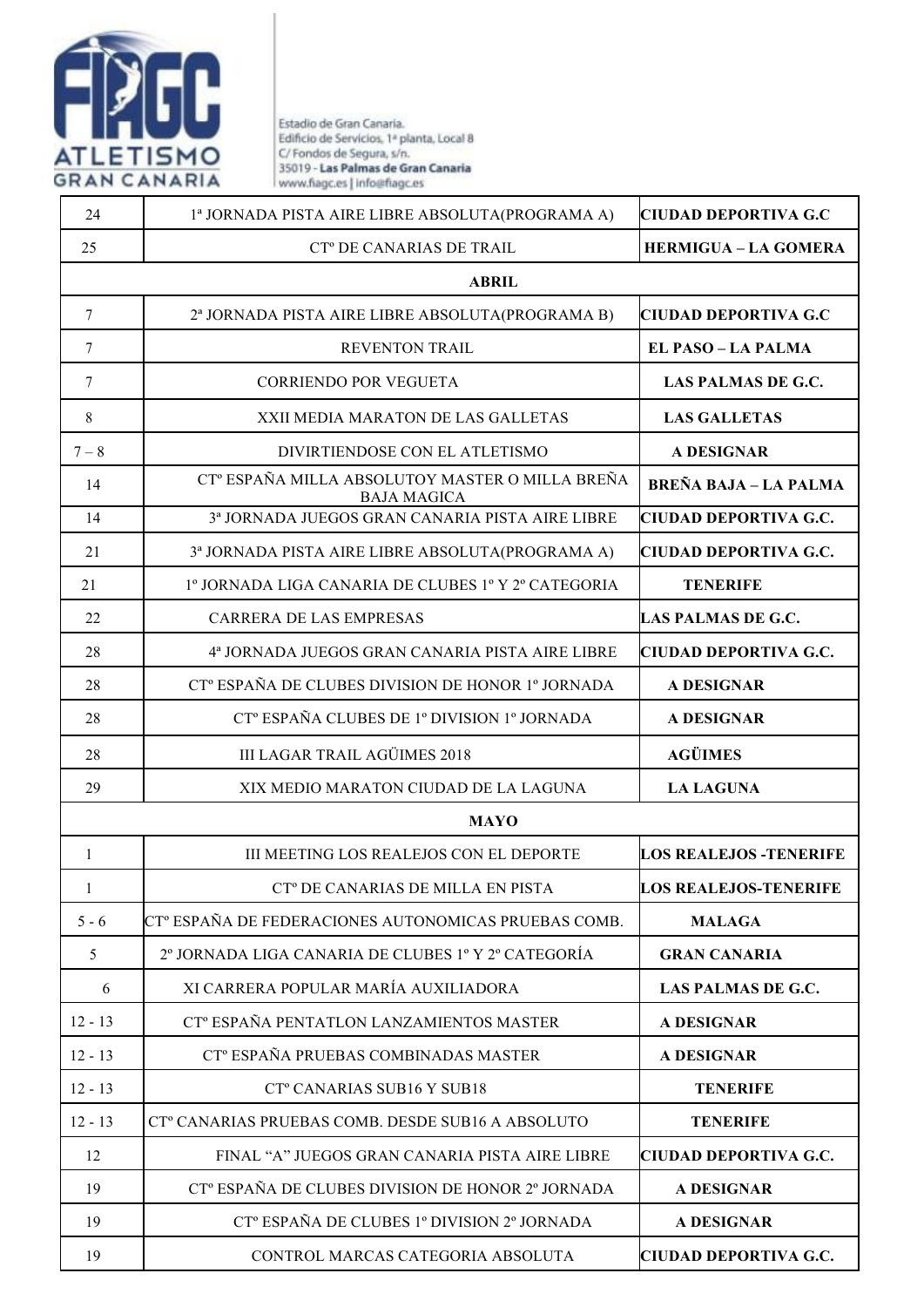Estadio de Gran Canaria.
Edificio de Servicios, 1ª planta, Local 8
C/ Fondos de Segura, s/n.
35019 - **Las Palmas de Gran Canaria**
www.fiagc.es | info@fiagc.es

| | | |
|---|---|---|
| 24 | 1ª JORNADA PISTA AIRE LIBRE ABSOLUTA(PROGRAMA A) | **CIUDAD DEPORTIVA G.C** |
| 25 | CTº DE CANARIAS DE TRAIL | **HERMIGUA – LA GOMERA** |
| | **ABRIL** | |
| 7 | 2ª JORNADA PISTA AIRE LIBRE ABSOLUTA(PROGRAMA B) | **CIUDAD DEPORTIVA G.C** |
| 7 | REVENTON TRAIL | **EL PASO – LA PALMA** |
| 7 | CORRIENDO POR VEGUETA | **LAS PALMAS DE G.C.** |
| 8 | XXII MEDIA MARATON DE LAS GALLETAS | **LAS GALLETAS** |
| 7 – 8 | DIVIRTIENDOSE CON EL ATLETISMO | **A DESIGNAR** |
| 14 | CTº ESPAÑA MILLA ABSOLUTOY MASTER O MILLA BREÑA BAJA MAGICA | **BREÑA BAJA – LA PALMA** |
| 14 | 3ª JORNADA JUEGOS GRAN CANARIA PISTA AIRE LIBRE | **CIUDAD DEPORTIVA G.C.** |
| 21 | 3ª JORNADA PISTA AIRE LIBRE ABSOLUTA(PROGRAMA A) | **CIUDAD DEPORTIVA G.C.** |
| 21 | 1º JORNADA LIGA CANARIA DE CLUBES 1º Y 2º CATEGORIA | **TENERIFE** |
| 22 | CARRERA DE LAS EMPRESAS | **LAS PALMAS DE G.C.** |
| 28 | 4ª JORNADA JUEGOS GRAN CANARIA PISTA AIRE LIBRE | **CIUDAD DEPORTIVA G.C.** |
| 28 | CTº ESPAÑA DE CLUBES DIVISION DE HONOR 1º JORNADA | **A DESIGNAR** |
| 28 | CTº ESPAÑA CLUBES DE 1º DIVISION 1º JORNADA | **A DESIGNAR** |
| 28 | III LAGAR TRAIL AGÜIMES 2018 | **AGÜIMES** |
| 29 | XIX MEDIO MARATON CIUDAD DE LA LAGUNA | **LA LAGUNA** |
| | **MAYO** | |
| 1 | III MEETING LOS REALEJOS CON EL DEPORTE | **LOS REALEJOS -TENERIFE** |
| 1 | CTº DE CANARIAS DE MILLA EN PISTA | **LOS REALEJOS-TENERIFE** |
| 5 - 6 | CTº ESPAÑA DE FEDERACIONES AUTONOMICAS PRUEBAS COMB. | **MALAGA** |
| 5 | 2º JORNADA LIGA CANARIA DE CLUBES 1º Y 2º CATEGORÍA | **GRAN CANARIA** |
| 6 | XI CARRERA POPULAR MARÍA AUXILIADORA | **LAS PALMAS DE G.C.** |
| 12 - 13 | CTº ESPAÑA PENTATLON LANZAMIENTOS MASTER | **A DESIGNAR** |
| 12 - 13 | CTº ESPAÑA PRUEBAS COMBINADAS MASTER | **A DESIGNAR** |
| 12 - 13 | CTº CANARIAS SUB16 Y SUB18 | **TENERIFE** |
| 12 - 13 | CTº CANARIAS PRUEBAS COMB. DESDE SUB16 A ABSOLUTO | **TENERIFE** |
| 12 | FINAL "A" JUEGOS GRAN CANARIA PISTA AIRE LIBRE | **CIUDAD DEPORTIVA G.C.** |
| 19 | CTº ESPAÑA DE CLUBES DIVISION DE HONOR 2º JORNADA | **A DESIGNAR** |
| 19 | CTº ESPAÑA DE CLUBES 1º DIVISION 2º JORNADA | **A DESIGNAR** |
| 19 | CONTROL MARCAS CATEGORIA ABSOLUTA | **CIUDAD DEPORTIVA G.C.** |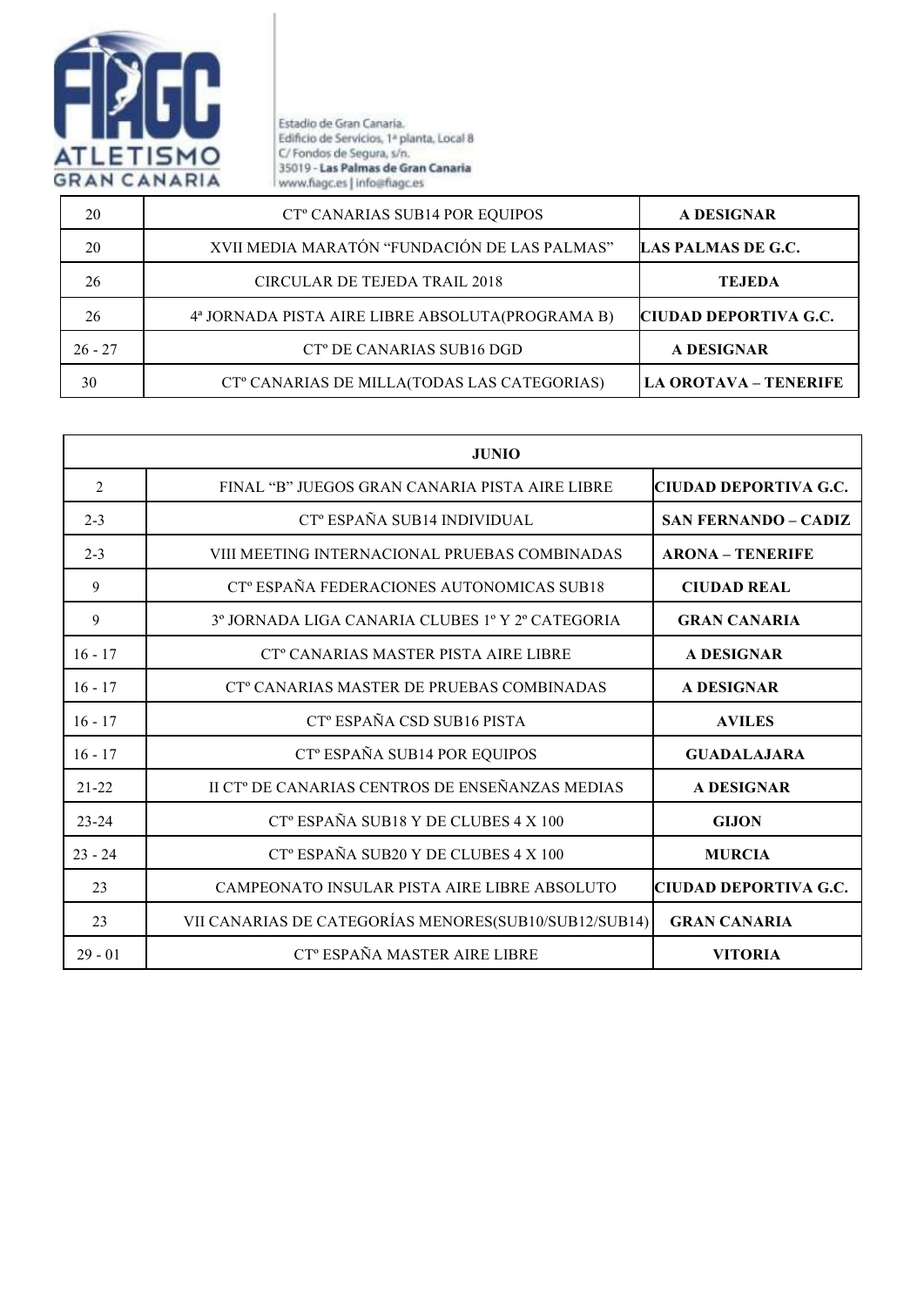| | | |
|---|---|---|
| 20 | CTº CANARIAS SUB14 POR EQUIPOS | **A DESIGNAR** |
| 20 | XVII MEDIA MARATÓN "FUNDACIÓN DE LAS PALMAS" | **LAS PALMAS DE G.C.** |
| 26 | CIRCULAR DE TEJEDA TRAIL 2018 | **TEJEDA** |
| 26 | 4ª JORNADA PISTA AIRE LIBRE ABSOLUTA(PROGRAMA B) | **CIUDAD DEPORTIVA G.C.** |
| 26 - 27 | CTº DE CANARIAS SUB16 DGD | **A DESIGNAR** |
| 30 | CTº CANARIAS DE MILLA(TODAS LAS CATEGORIAS) | **LA OROTAVA – TENERIFE** |

| **JUNIO** | | |
|---|---|---|
| 2 | FINAL "B" JUEGOS GRAN CANARIA PISTA AIRE LIBRE | **CIUDAD DEPORTIVA G.C.** |
| 2-3 | CTº ESPAÑA SUB14 INDIVIDUAL | **SAN FERNANDO – CADIZ** |
| 2-3 | VIII MEETING INTERNACIONAL PRUEBAS COMBINADAS | **ARONA – TENERIFE** |
| 9 | CTº ESPAÑA FEDERACIONES AUTONOMICAS SUB18 | **CIUDAD REAL** |
| 9 | 3º JORNADA LIGA CANARIA CLUBES 1º Y 2º CATEGORIA | **GRAN CANARIA** |
| 16 - 17 | CTº CANARIAS MASTER PISTA AIRE LIBRE | **A DESIGNAR** |
| 16 - 17 | CTº CANARIAS MASTER DE PRUEBAS COMBINADAS | **A DESIGNAR** |
| 16 - 17 | CTº ESPAÑA CSD SUB16 PISTA | **AVILES** |
| 16 - 17 | CTº ESPAÑA SUB14 POR EQUIPOS | **GUADALAJARA** |
| 21-22 | II CTº DE CANARIAS CENTROS DE ENSEÑANZAS MEDIAS | **A DESIGNAR** |
| 23-24 | CTº ESPAÑA SUB18 Y DE CLUBES 4 X 100 | **GIJON** |
| 23 - 24 | CTº ESPAÑA SUB20 Y DE CLUBES 4 X 100 | **MURCIA** |
| 23 | CAMPEONATO INSULAR PISTA AIRE LIBRE ABSOLUTO | **CIUDAD DEPORTIVA G.C.** |
| 23 | VII CANARIAS DE CATEGORÍAS MENORES(SUB10/SUB12/SUB14) | **GRAN CANARIA** |
| 29 - 01 | CTº ESPAÑA MASTER AIRE LIBRE | **VITORIA** |